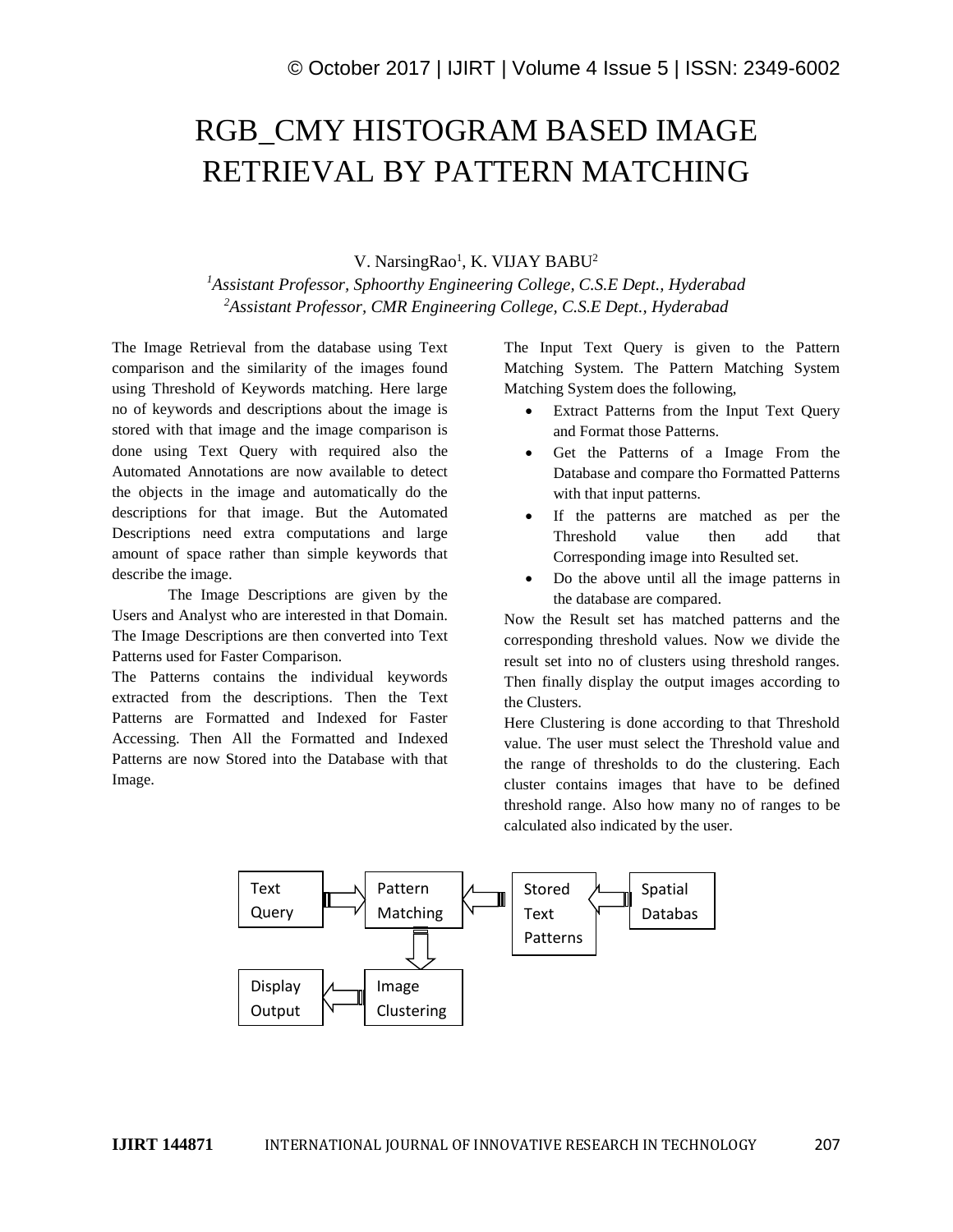# RGB_CMY HISTOGRAM BASED IMAGE RETRIEVAL BY PATTERN MATCHING

V. NarsingRao[1], K. VIJAY BABU[2]

[1]*Assistant Professor, Sphoorthy Engineering College, C.S.E Dept., Hyderabad*
[2]*Assistant Professor, CMR Engineering College, C.S.E Dept., Hyderabad*

The Image Retrieval from the database using Text comparison and the similarity of the images found using Threshold of Keywords matching. Here large no of keywords and descriptions about the image is stored with that image and the image comparison is done using Text Query with required also the Automated Annotations are now available to detect the objects in the image and automatically do the descriptions for that image. But the Automated Descriptions need extra computations and large amount of space rather than simple keywords that describe the image.

The Image Descriptions are given by the Users and Analyst who are interested in that Domain. The Image Descriptions are then converted into Text Patterns used for Faster Comparison.

The Patterns contains the individual keywords extracted from the descriptions. Then the Text Patterns are Formatted and Indexed for Faster Accessing. Then All the Formatted and Indexed Patterns are now Stored into the Database with that Image.

The Input Text Query is given to the Pattern Matching System. The Pattern Matching System Matching System does the following,

- Extract Patterns from the Input Text Query and Format those Patterns.
- Get the Patterns of a Image From the Database and compare tho Formatted Patterns with that input patterns.
- If the patterns are matched as per the Threshold value then add that Corresponding image into Resulted set.
- Do the above until all the image patterns in the database are compared.

Now the Result set has matched patterns and the corresponding threshold values. Now we divide the result set into no of clusters using threshold ranges. Then finally display the output images according to the Clusters.

Here Clustering is done according to that Threshold value. The user must select the Threshold value and the range of thresholds to do the clustering. Each cluster contains images that have to be defined threshold range. Also how many no of ranges to be calculated also indicated by the user.

```
Text Query --> Pattern Matching <-- Stored Text Patterns <-- Spatial Databas
                     |
                     v
Display Output <-- Image Clustering
```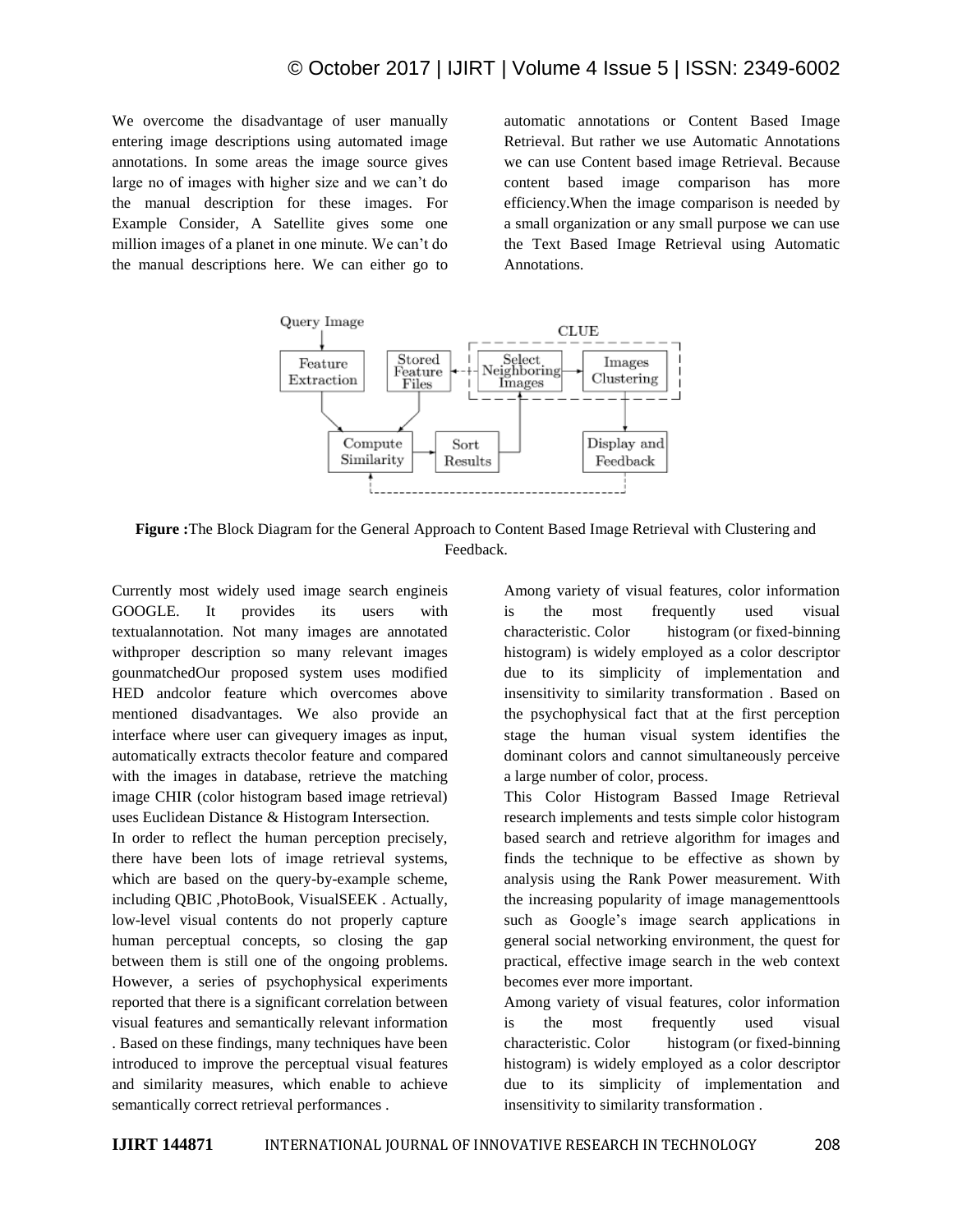We overcome the disadvantage of user manually entering image descriptions using automated image annotations. In some areas the image source gives large no of images with higher size and we can't do the manual description for these images. For Example Consider, A Satellite gives some one million images of a planet in one minute. We can't do the manual descriptions here. We can either go to automatic annotations or Content Based Image Retrieval. But rather we use Automatic Annotations we can use Content based image Retrieval. Because content based image comparison has more efficiency.When the image comparison is needed by a small organization or any small purpose we can use the Text Based Image Retrieval using Automatic Annotations.

**Figure :**The Block Diagram for the General Approach to Content Based Image Retrieval with Clustering and Feedback.

Currently most widely used image search engineis GOOGLE. It provides its users with textualannotation. Not many images are annotated withproper description so many relevant images gounmatchedOur proposed system uses modified HED andcolor feature which overcomes above mentioned disadvantages. We also provide an interface where user can givequery images as input, automatically extracts thecolor feature and compared with the images in database, retrieve the matching image CHIR (color histogram based image retrieval) uses Euclidean Distance & Histogram Intersection.

In order to reflect the human perception precisely, there have been lots of image retrieval systems, which are based on the query-by-example scheme, including QBIC ,PhotoBook, VisualSEEK . Actually, low-level visual contents do not properly capture human perceptual concepts, so closing the gap between them is still one of the ongoing problems. However, a series of psychophysical experiments reported that there is a significant correlation between visual features and semantically relevant information . Based on these findings, many techniques have been introduced to improve the perceptual visual features and similarity measures, which enable to achieve semantically correct retrieval performances .

Among variety of visual features, color information is the most frequently used visual characteristic. Color histogram (or fixed-binning histogram) is widely employed as a color descriptor due to its simplicity of implementation and insensitivity to similarity transformation . Based on the psychophysical fact that at the first perception stage the human visual system identifies the dominant colors and cannot simultaneously perceive a large number of color, process.

This Color Histogram Bassed Image Retrieval research implements and tests simple color histogram based search and retrieve algorithm for images and finds the technique to be effective as shown by analysis using the Rank Power measurement. With the increasing popularity of image managementtools such as Google's image search applications in general social networking environment, the quest for practical, effective image search in the web context becomes ever more important.

Among variety of visual features, color information is the most frequently used visual characteristic. Color histogram (or fixed-binning histogram) is widely employed as a color descriptor due to its simplicity of implementation and insensitivity to similarity transformation .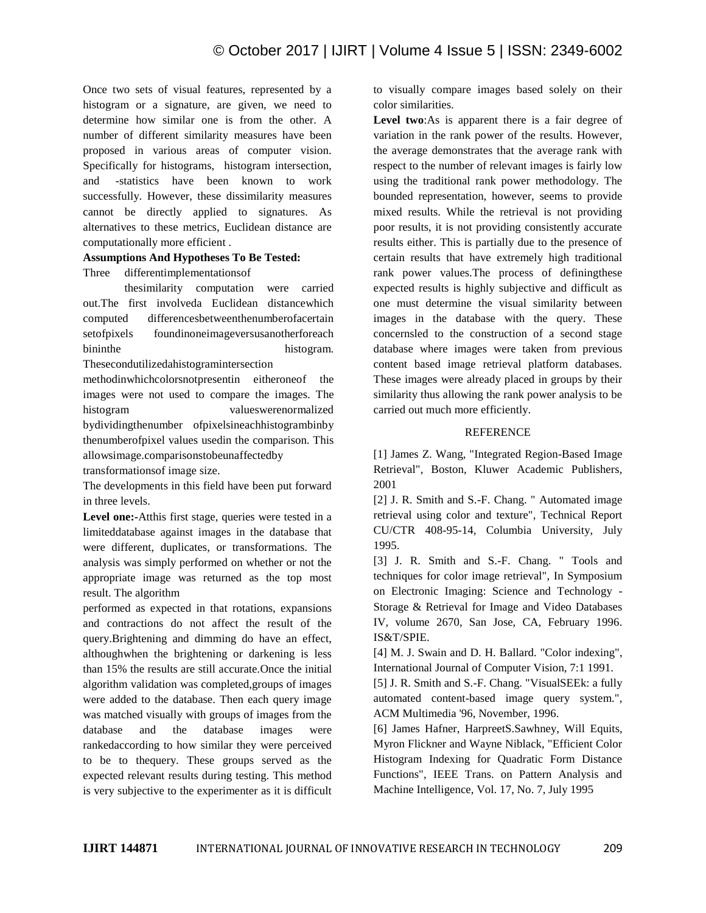Once two sets of visual features, represented by a histogram or a signature, are given, we need to determine how similar one is from the other. A number of different similarity measures have been proposed in various areas of computer vision. Specifically for histograms, histogram intersection, and -statistics have been known to work successfully. However, these dissimilarity measures cannot be directly applied to signatures. As alternatives to these metrics, Euclidean distance are computationally more efficient .

**Assumptions And Hypotheses To Be Tested:**

Three differentimplementationsof thesimilarity computation were carried out.The first involveda Euclidean distancewhich computed differencesbetweenthenumberofacertain setofpixels foundinoneimageversusanotherforeach bininthe histogram. Thesecondutilizedahistogramintersection methodinwhichcolorsnotpresentin eitheroneof the images were not used to compare the images. The histogram valueswerenormalized bydividingthenumber ofpixelsineachhistogrambinby thenumberofpixel values usedin the comparison. This allowsimage.comparisonstobeunaffectedby transformationsof image size.

The developments in this field have been put forward in three levels.

**Level one:-**Atthis first stage, queries were tested in a limiteddatabase against images in the database that were different, duplicates, or transformations. The analysis was simply performed on whether or not the appropriate image was returned as the top most result. The algorithm performed as expected in that rotations, expansions and contractions do not affect the result of the query.Brightening and dimming do have an effect, althoughwhen the brightening or darkening is less than 15% the results are still accurate.Once the initial algorithm validation was completed,groups of images were added to the database. Then each query image was matched visually with groups of images from the database and the database images were rankedaccording to how similar they were perceived to be to thequery. These groups served as the expected relevant results during testing. This method is very subjective to the experimenter as it is difficult to visually compare images based solely on their color similarities.

**Level two**:As is apparent there is a fair degree of variation in the rank power of the results. However, the average demonstrates that the average rank with respect to the number of relevant images is fairly low using the traditional rank power methodology. The bounded representation, however, seems to provide mixed results. While the retrieval is not providing poor results, it is not providing consistently accurate results either. This is partially due to the presence of certain results that have extremely high traditional rank power values.The process of definingthese expected results is highly subjective and difficult as one must determine the visual similarity between images in the database with the query. These concernsled to the construction of a second stage database where images were taken from previous content based image retrieval platform databases. These images were already placed in groups by their similarity thus allowing the rank power analysis to be carried out much more efficiently.

## REFERENCE

[1] James Z. Wang, "Integrated Region-Based Image Retrieval", Boston, Kluwer Academic Publishers, 2001

[2] J. R. Smith and S.-F. Chang. " Automated image retrieval using color and texture", Technical Report CU/CTR 408-95-14, Columbia University, July 1995.

[3] J. R. Smith and S.-F. Chang. " Tools and techniques for color image retrieval", In Symposium on Electronic Imaging: Science and Technology - Storage & Retrieval for Image and Video Databases IV, volume 2670, San Jose, CA, February 1996. IS&T/SPIE.

[4] M. J. Swain and D. H. Ballard. "Color indexing", International Journal of Computer Vision, 7:1 1991.

[5] J. R. Smith and S.-F. Chang. "VisualSEEk: a fully automated content-based image query system.", ACM Multimedia '96, November, 1996.

[6] James Hafner, HarpreetS.Sawhney, Will Equits, Myron Flickner and Wayne Niblack, "Efficient Color Histogram Indexing for Quadratic Form Distance Functions", IEEE Trans. on Pattern Analysis and Machine Intelligence, Vol. 17, No. 7, July 1995